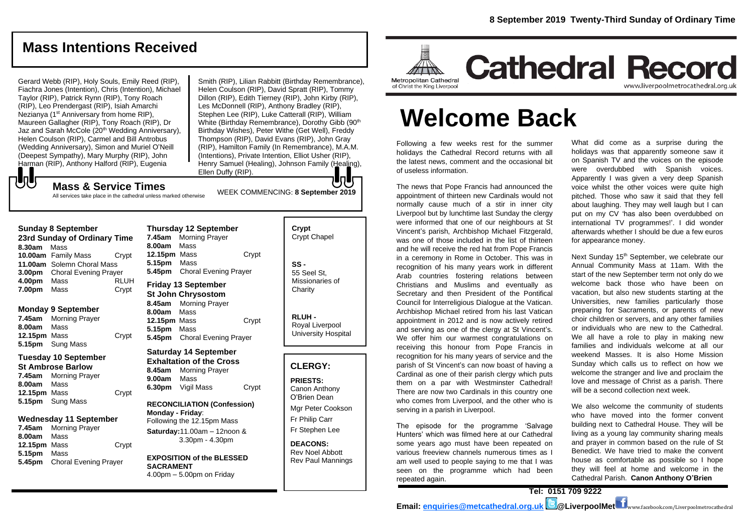# Mass Intentions Received

Gerard Webb (RIP), Holy Souls, Emily Reed (RIP), Fiachra Jones (Intention), Chris (Intention), Michael Taylor (RIP), Patrick Rynn (RIP), Tony Roach (RIP), Leo Prendergast (RIP), Isiah Amarchi Nezianya (1st Anniversary from home RIP), Maureen Gallagher (RIP), Tony Roach (RIP), Dr Jaz and Sarah McCole (20th Wedding Anniversary), Helen Coulson (RIP), Carmel and Bill Antrobus (Wedding Anniversary), Simon and Muriel O'Neill (Deepest Sympathy), Mary Murphy (RIP), John Harman (RIP), Anthony Halford (RIP), Eugenia Smith (RIP), Lilian Rabbitt (Birthday Remembrance), Helen Coulson (RIP), David Spratt (RIP), Tommy Dillon (RIP), Edith Tierney (RIP), John Kirby (RIP), Les McDonnell (RIP), Anthony Bradley (RIP), Stephen Lee (RIP), Luke Catterall (RIP), William White (Birthday Remembrance), Dorothy Gibb (90th Birthday Wishes), Peter Withe (Get Well), Freddy Thompson (RIP), David Evans (RIP), John Gray (RIP), Hamilton Family (In Remembrance), M.A.M. (Intentions), Private Intention, Elliot Usher (RIP), Henry Samuel (Healing), Johnson Family (Healing), Ellen Duffy (RIP).

## Mass & Service Times

All services take place in the cathedral unless marked otherwise

WEEK COMMENCING: **8 September 2019**

### Sunday 8 September
**23rd Sunday of Ordinary Time**

| | | |
|---|---|---|
| **8.30am** | Mass | |
| **10.00am** | Family Mass | Crypt |
| **11.00am** | Solemn Choral Mass | |
| **3.00pm** | Choral Evening Prayer | |
| **4.00pm** | Mass | RLUH |
| **7.00pm** | Mass | Crypt |

### Monday 9 September

| | | |
|---|---|---|
| **7.45am** | Morning Prayer | |
| **8.00am** | Mass | |
| **12.15pm** | Mass | Crypt |
| **5.15pm** | Sung Mass | |

### Tuesday 10 September
**St Ambrose Barlow**

| | | |
|---|---|---|
| **7.45am** | Morning Prayer | |
| **8.00am** | Mass | |
| **12.15pm** | Mass | Crypt |
| **5.15pm** | Sung Mass | |

### Wednesday 11 September

| | | |
|---|---|---|
| **7.45am** | Morning Prayer | |
| **8.00am** | Mass | |
| **12.15pm** | Mass | Crypt |
| **5.15pm** | Mass | |
| **5.45pm** | Choral Evening Prayer | |

### Thursday 12 September

| | | |
|---|---|---|
| **7.45am** | Morning Prayer | |
| **8.00am** | Mass | |
| **12.15pm** | Mass | Crypt |
| **5.15pm** | Mass | |
| **5.45pm** | Choral Evening Prayer | |

### Friday 13 September
**St John Chrysostom**

| | | |
|---|---|---|
| **8.45am** | Morning Prayer | |
| **8.00am** | Mass | |
| **12.15pm** | Mass | Crypt |
| **5.15pm** | Mass | |
| **5.45pm** | Choral Evening Prayer | |

### Saturday 14 September
**Exhaltation of the Cross**

| | | |
|---|---|---|
| **8.45am** | Morning Prayer | |
| **9.00am** | Mass | |
| **6.30pm** | Vigil Mass | Crypt |

**RECONCILIATION (Confession)**
**Monday - Friday**: Following the 12.15pm Mass
**Saturday:** 11.00am – 12noon & 3.30pm - 4.30pm

**EXPOSITION of the BLESSED SACRAMENT**
4.00pm – 5.00pm on Friday

**Crypt** Crypt Chapel

**SS -** 55 Seel St, Missionaries of Charity

**RLUH -** Royal Liverpool University Hospital

## CLERGY:

**PRIESTS:**
Canon Anthony O'Brien Dean
Mgr Peter Cookson
Fr Philip Carr
Fr Stephen Lee

**DEACONS:**
Rev Noel Abbott
Rev Paul Mannings

**8 September 2019 Twenty-Third Sunday of Ordinary Time**

Metropolitan Cathedral of Christ the King Liverpool

# Cathedral Record

www.liverpoolmetrocathedral.org.uk

# Welcome Back

Following a few weeks rest for the summer holidays the Cathedral Record returns with all the latest news, comment and the occasional bit of useless information.

The news that Pope Francis had announced the appointment of thirteen new Cardinals would not normally cause much of a stir in inner city Liverpool but by lunchtime last Sunday the clergy were informed that one of our neighbours at St Vincent's parish, Archbishop Michael Fitzgerald, was one of those included in the list of thirteen and he will receive the red hat from Pope Francis in a ceremony in Rome in October. This was in recognition of his many years work in different Arab countries fostering relations between Christians and Muslims and eventually as Secretary and then President of the Pontifical Council for Interreligious Dialogue at the Vatican. Archbishop Michael retired from his last Vatican appointment in 2012 and is now actively retired and serving as one of the clergy at St Vincent's. We offer him our warmest congratulations on receiving this honour from Pope Francis in recognition for his many years of service and the parish of St Vincent's can now boast of having a Cardinal as one of their parish clergy which puts them on a par with Westminster Cathedral! There are now two Cardinals in this country one who comes from Liverpool, and the other who is serving in a parish in Liverpool.

The episode for the programme 'Salvage Hunters' which was filmed here at our Cathedral some years ago must have been repeated on various freeview channels numerous times as I am well used to people saying to me that I was seen on the programme which had been repeated again.

What did come as a surprise during the holidays was that apparently someone saw it on Spanish TV and the voices on the episode were overdubbed with Spanish voices. Apparently I was given a very deep Spanish voice whilst the other voices were quite high pitched. Those who saw it said that they fell about laughing. They may well laugh but I can put on my CV 'has also been overdubbed on international TV programmes!'. I did wonder afterwards whether I should be due a few euros for appearance money.

Next Sunday 15th September, we celebrate our Annual Community Mass at 11am. With the start of the new September term not only do we welcome back those who have been on vacation, but also new students starting at the Universities, new families particularly those preparing for Sacraments, or parents of new choir children or servers, and any other families or individuals who are new to the Cathedral. We all have a role to play in making new families and individuals welcome at all our weekend Masses. It is also Home Mission Sunday which calls us to reflect on how we welcome the stranger and live and proclaim the love and message of Christ as a parish. There will be a second collection next week.

We also welcome the community of students who have moved into the former convent building next to Cathedral House. They will be living as a young lay community sharing meals and prayer in common based on the rule of St Benedict. We have tried to make the convent house as comfortable as possible so I hope they will feel at home and welcome in the Cathedral Parish. **Canon Anthony O'Brien**

**Tel: 0151 709 9222**

**Email: enquiries@metcathedral.org.uk** **@LiverpoolMet** www.facebook.com/Liverpoolmetrocathedral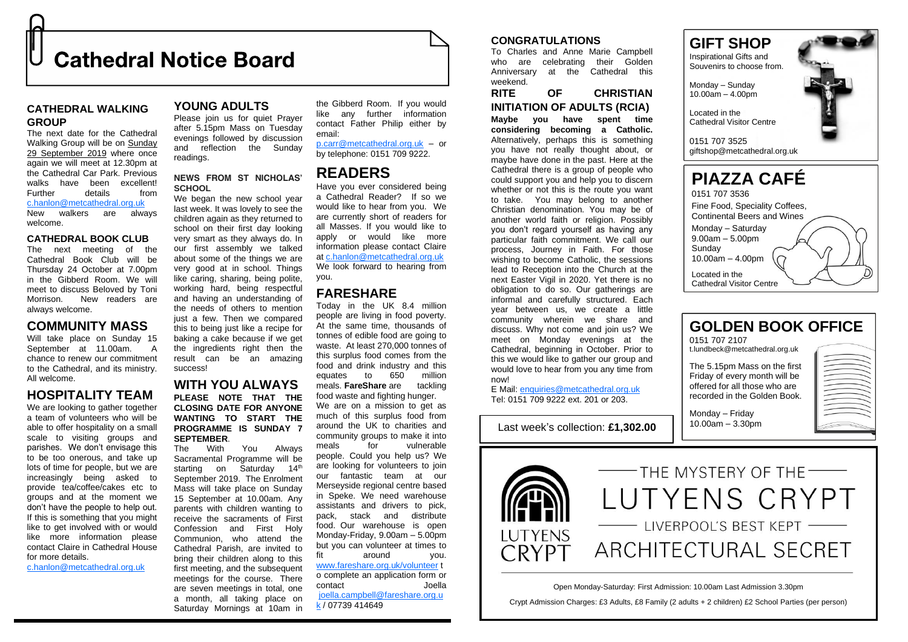# Cathedral Notice Board

## CATHEDRAL WALKING GROUP

The next date for the Cathedral Walking Group will be on Sunday 29 September 2019 where once again we will meet at 12.30pm at the Cathedral Car Park. Previous walks have been excellent! Further details from c.hanlon@metcathedral.org.uk New walkers are always welcome.

## CATHEDRAL BOOK CLUB

The next meeting of the Cathedral Book Club will be Thursday 24 October at 7.00pm in the Gibberd Room. We will meet to discuss Beloved by Toni Morrison. New readers are always welcome.

## COMMUNITY MASS

Will take place on Sunday 15 September at 11.00am. A chance to renew our commitment to the Cathedral, and its ministry. All welcome.

## HOSPITALITY TEAM

We are looking to gather together a team of volunteers who will be able to offer hospitality on a small scale to visiting groups and parishes. We don't envisage this to be too onerous, and take up lots of time for people, but we are increasingly being asked to provide tea/coffee/cakes etc to groups and at the moment we don't have the people to help out. If this is something that you might like to get involved with or would like more information please contact Claire in Cathedral House for more details.

c.hanlon@metcathedral.org.uk

## YOUNG ADULTS

Please join us for quiet Prayer after 5.15pm Mass on Tuesday evenings followed by discussion and reflection the Sunday readings.

### NEWS FROM ST NICHOLAS' SCHOOL

We began the new school year last week. It was lovely to see the children again as they returned to school on their first day looking very smart as they always do. In our first assembly we talked about some of the things we are very good at in school. Things like caring, sharing, being polite, working hard, being respectful and having an understanding of the needs of others to mention just a few. Then we compared this to being just like a recipe for baking a cake because if we get the ingredients right then the result can be an amazing success!

## WITH YOU ALWAYS

**PLEASE NOTE THAT THE CLOSING DATE FOR ANYONE WANTING TO START THE PROGRAMME IS SUNDAY 7 SEPTEMBER**.

The With You Always Sacramental Programme will be starting on Saturday 14th September 2019. The Enrolment Mass will take place on Sunday 15 September at 10.00am. Any parents with children wanting to receive the sacraments of First Confession and First Holy Communion, who attend the Cathedral Parish, are invited to bring their children along to this first meeting, and the subsequent meetings for the course. There are seven meetings in total, one a month, all taking place on Saturday Mornings at 10am in the Gibberd Room. If you would like any further information contact Father Philip either by email:

p.carr@metcathedral.org.uk – or by telephone: 0151 709 9222.

## READERS

Have you ever considered being a Cathedral Reader? If so we would like to hear from you. We are currently short of readers for all Masses. If you would like to apply or would like more information please contact Claire at c.hanlon@metcathedral.org.uk We look forward to hearing from you.

## FARESHARE

Today in the UK 8.4 million people are living in food poverty. At the same time, thousands of tonnes of edible food are going to waste. At least 270,000 tonnes of this surplus food comes from the food and drink industry and this equates to 650 million meals. **FareShare** are tackling food waste and fighting hunger.

We are on a mission to get as much of this surplus food from around the UK to charities and community groups to make it into meals for vulnerable people. Could you help us? We are looking for volunteers to join our fantastic team at our Merseyside regional centre based in Speke. We need warehouse assistants and drivers to pick, pack, stack and distribute food. Our warehouse is open Monday-Friday, 9.00am – 5.00pm but you can volunteer at times to fit around you. www.fareshare.org.uk/volunteer to complete an application form or contact Joella joella.campbell@fareshare.org.uk / 07739 414649

## CONGRATULATIONS

To Charles and Anne Marie Campbell who are celebrating their Golden Anniversary at the Cathedral this weekend.

## RITE OF CHRISTIAN INITIATION OF ADULTS (RCIA)

**Maybe you have spent time considering becoming a Catholic.** Alternatively, perhaps this is something you have not really thought about, or maybe have done in the past. Here at the Cathedral there is a group of people who could support you and help you to discern whether or not this is the route you want to take. You may belong to another Christian denomination. You may be of another world faith or religion. Possibly you don't regard yourself as having any particular faith commitment. We call our process, Journey in Faith. For those wishing to become Catholic, the sessions lead to Reception into the Church at the next Easter Vigil in 2020. Yet there is no obligation to do so. Our gatherings are informal and carefully structured. Each year between us, we create a little community wherein we share and discuss. Why not come and join us? We meet on Monday evenings at the Cathedral, beginning in October. Prior to this we would like to gather our group and would love to hear from you any time from now!

E Mail: enquiries@metcathedral.org.uk
Tel: 0151 709 9222 ext. 201 or 203.

Last week's collection: **£1,302.00**

## GIFT SHOP

Inspirational Gifts and Souvenirs to choose from.

Monday – Sunday
10.00am – 4.00pm

Located in the Cathedral Visitor Centre

0151 707 3525
giftshop@metcathedral.org.uk

## PIAZZA CAFÉ

0151 707 3536

Fine Food, Speciality Coffees, Continental Beers and Wines

Monday – Saturday
9.00am – 5.00pm
Sunday
10.00am – 4.00pm

Located in the Cathedral Visitor Centre

## GOLDEN BOOK OFFICE

0151 707 2107
t.lundbeck@metcathedral.org.uk

The 5.15pm Mass on the first Friday of every month will be offered for all those who are recorded in the Golden Book.

Monday – Friday
10.00am – 3.30pm

LUTYENS CRYPT

THE MYSTERY OF THE LUTYENS CRYPT

LIVERPOOL'S BEST KEPT ARCHITECTURAL SECRET

Open Monday-Saturday: First Admission: 10.00am Last Admission 3.30pm

Crypt Admission Charges: £3 Adults, £8 Family (2 adults + 2 children) £2 School Parties (per person)